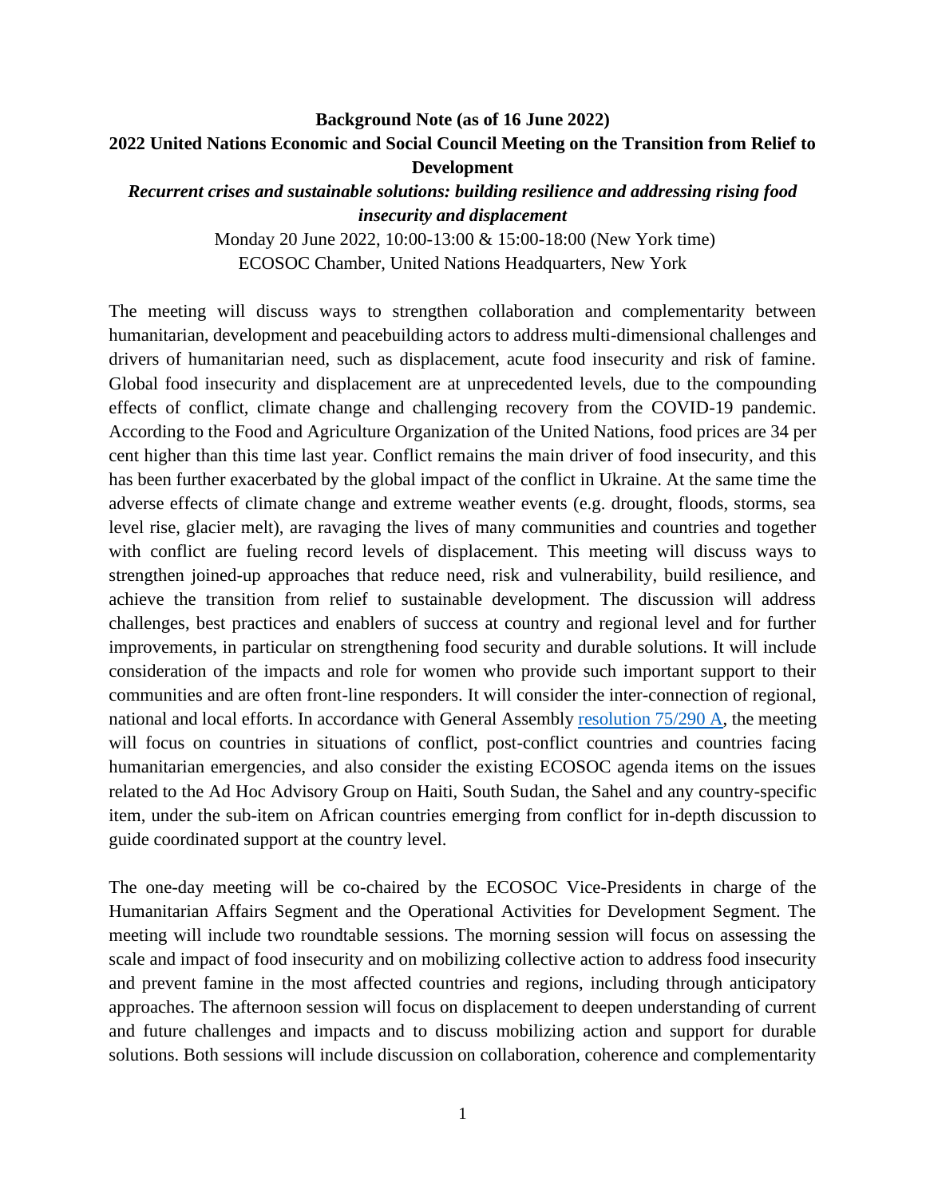**Background Note (as of 16 June 2022)**

# 2022 United Nations Economic and Social Council Meeting on the Transition from Relief to Development

## *Recurrent crises and sustainable solutions: building resilience and addressing rising food insecurity and displacement*

Monday 20 June 2022, 10:00-13:00 & 15:00-18:00 (New York time)
ECOSOC Chamber, United Nations Headquarters, New York

The meeting will discuss ways to strengthen collaboration and complementarity between humanitarian, development and peacebuilding actors to address multi-dimensional challenges and drivers of humanitarian need, such as displacement, acute food insecurity and risk of famine. Global food insecurity and displacement are at unprecedented levels, due to the compounding effects of conflict, climate change and challenging recovery from the COVID-19 pandemic. According to the Food and Agriculture Organization of the United Nations, food prices are 34 per cent higher than this time last year. Conflict remains the main driver of food insecurity, and this has been further exacerbated by the global impact of the conflict in Ukraine. At the same time the adverse effects of climate change and extreme weather events (e.g. drought, floods, storms, sea level rise, glacier melt), are ravaging the lives of many communities and countries and together with conflict are fueling record levels of displacement. This meeting will discuss ways to strengthen joined-up approaches that reduce need, risk and vulnerability, build resilience, and achieve the transition from relief to sustainable development. The discussion will address challenges, best practices and enablers of success at country and regional level and for further improvements, in particular on strengthening food security and durable solutions. It will include consideration of the impacts and role for women who provide such important support to their communities and are often front-line responders. It will consider the inter-connection of regional, national and local efforts. In accordance with General Assembly resolution 75/290 A, the meeting will focus on countries in situations of conflict, post-conflict countries and countries facing humanitarian emergencies, and also consider the existing ECOSOC agenda items on the issues related to the Ad Hoc Advisory Group on Haiti, South Sudan, the Sahel and any country-specific item, under the sub-item on African countries emerging from conflict for in-depth discussion to guide coordinated support at the country level.

The one-day meeting will be co-chaired by the ECOSOC Vice-Presidents in charge of the Humanitarian Affairs Segment and the Operational Activities for Development Segment. The meeting will include two roundtable sessions. The morning session will focus on assessing the scale and impact of food insecurity and on mobilizing collective action to address food insecurity and prevent famine in the most affected countries and regions, including through anticipatory approaches. The afternoon session will focus on displacement to deepen understanding of current and future challenges and impacts and to discuss mobilizing action and support for durable solutions. Both sessions will include discussion on collaboration, coherence and complementarity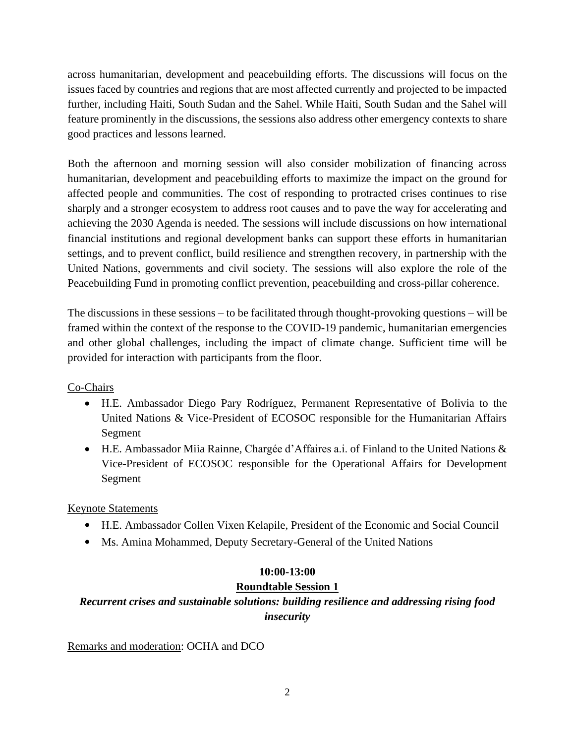across humanitarian, development and peacebuilding efforts. The discussions will focus on the issues faced by countries and regions that are most affected currently and projected to be impacted further, including Haiti, South Sudan and the Sahel. While Haiti, South Sudan and the Sahel will feature prominently in the discussions, the sessions also address other emergency contexts to share good practices and lessons learned.

Both the afternoon and morning session will also consider mobilization of financing across humanitarian, development and peacebuilding efforts to maximize the impact on the ground for affected people and communities. The cost of responding to protracted crises continues to rise sharply and a stronger ecosystem to address root causes and to pave the way for accelerating and achieving the 2030 Agenda is needed. The sessions will include discussions on how international financial institutions and regional development banks can support these efforts in humanitarian settings, and to prevent conflict, build resilience and strengthen recovery, in partnership with the United Nations, governments and civil society. The sessions will also explore the role of the Peacebuilding Fund in promoting conflict prevention, peacebuilding and cross-pillar coherence.

The discussions in these sessions – to be facilitated through thought-provoking questions – will be framed within the context of the response to the COVID-19 pandemic, humanitarian emergencies and other global challenges, including the impact of climate change. Sufficient time will be provided for interaction with participants from the floor.

<u>Co-Chairs</u>

- H.E. Ambassador Diego Pary Rodríguez, Permanent Representative of Bolivia to the United Nations & Vice-President of ECOSOC responsible for the Humanitarian Affairs Segment
- H.E. Ambassador Miia Rainne, Chargée d'Affaires a.i. of Finland to the United Nations & Vice-President of ECOSOC responsible for the Operational Affairs for Development Segment

<u>Keynote Statements</u>

- H.E. Ambassador Collen Vixen Kelapile, President of the Economic and Social Council
- Ms. Amina Mohammed, Deputy Secretary-General of the United Nations

**10:00-13:00**

**<u>Roundtable Session 1</u>**

***Recurrent crises and sustainable solutions: building resilience and addressing rising food insecurity***

<u>Remarks and moderation</u>: OCHA and DCO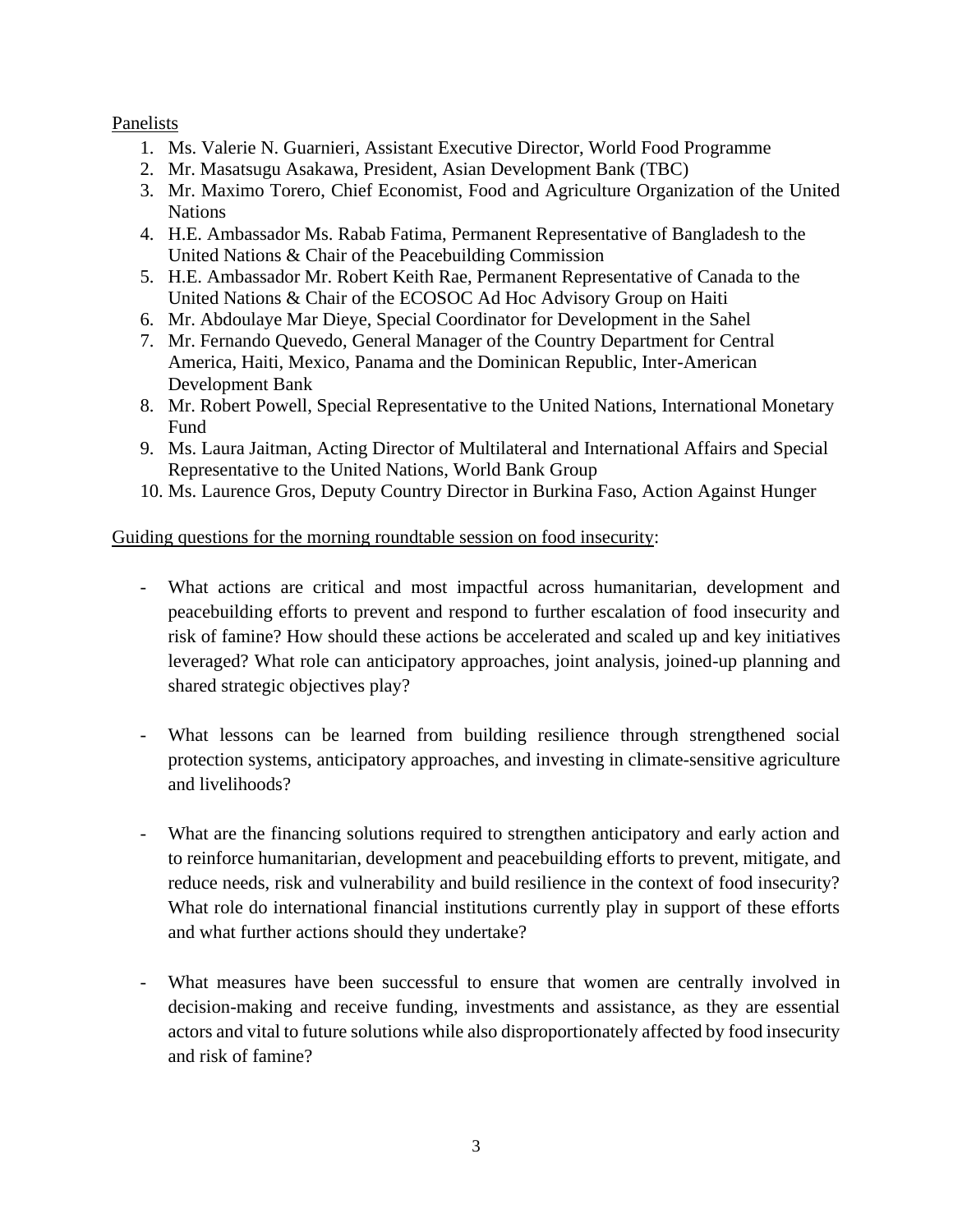Panelists

1. Ms. Valerie N. Guarnieri, Assistant Executive Director, World Food Programme
2. Mr. Masatsugu Asakawa, President, Asian Development Bank (TBC)
3. Mr. Maximo Torero, Chief Economist, Food and Agriculture Organization of the United Nations
4. H.E. Ambassador Ms. Rabab Fatima, Permanent Representative of Bangladesh to the United Nations & Chair of the Peacebuilding Commission
5. H.E. Ambassador Mr. Robert Keith Rae, Permanent Representative of Canada to the United Nations & Chair of the ECOSOC Ad Hoc Advisory Group on Haiti
6. Mr. Abdoulaye Mar Dieye, Special Coordinator for Development in the Sahel
7. Mr. Fernando Quevedo, General Manager of the Country Department for Central America, Haiti, Mexico, Panama and the Dominican Republic, Inter-American Development Bank
8. Mr. Robert Powell, Special Representative to the United Nations, International Monetary Fund
9. Ms. Laura Jaitman, Acting Director of Multilateral and International Affairs and Special Representative to the United Nations, World Bank Group
10. Ms. Laurence Gros, Deputy Country Director in Burkina Faso, Action Against Hunger

Guiding questions for the morning roundtable session on food insecurity:

- What actions are critical and most impactful across humanitarian, development and peacebuilding efforts to prevent and respond to further escalation of food insecurity and risk of famine? How should these actions be accelerated and scaled up and key initiatives leveraged? What role can anticipatory approaches, joint analysis, joined-up planning and shared strategic objectives play?

- What lessons can be learned from building resilience through strengthened social protection systems, anticipatory approaches, and investing in climate-sensitive agriculture and livelihoods?

- What are the financing solutions required to strengthen anticipatory and early action and to reinforce humanitarian, development and peacebuilding efforts to prevent, mitigate, and reduce needs, risk and vulnerability and build resilience in the context of food insecurity? What role do international financial institutions currently play in support of these efforts and what further actions should they undertake?

- What measures have been successful to ensure that women are centrally involved in decision-making and receive funding, investments and assistance, as they are essential actors and vital to future solutions while also disproportionately affected by food insecurity and risk of famine?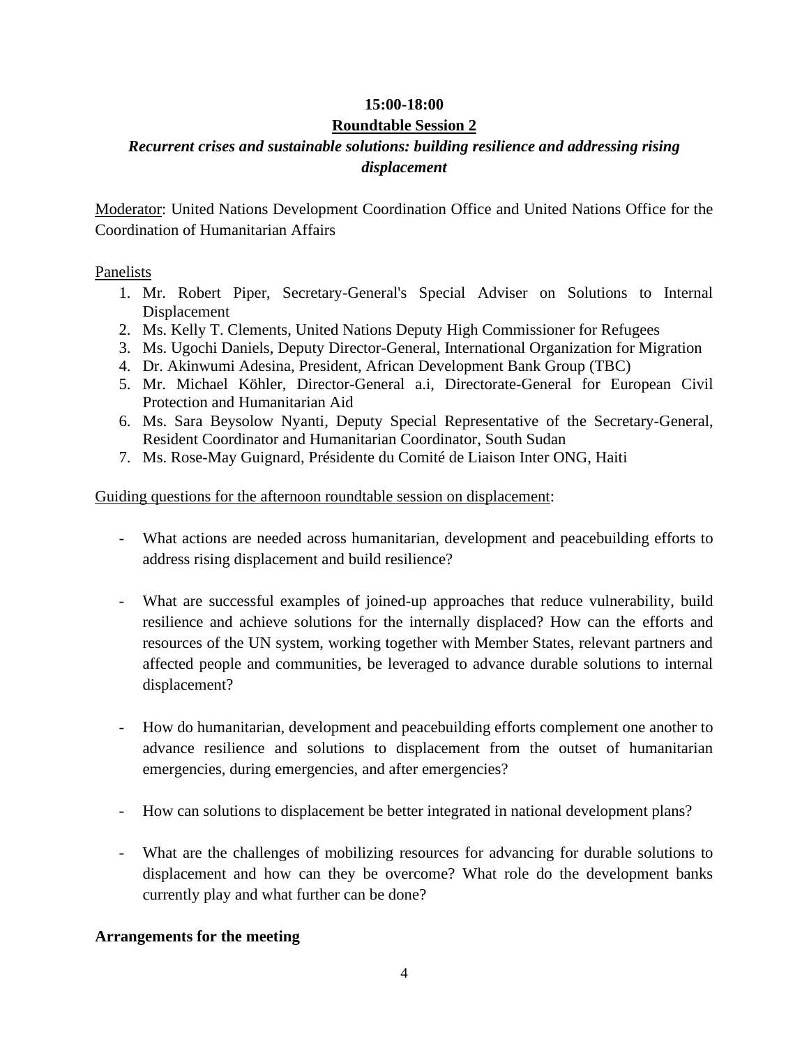**15:00-18:00**

**Roundtable Session 2**

***Recurrent crises and sustainable solutions: building resilience and addressing rising displacement***

Moderator: United Nations Development Coordination Office and United Nations Office for the Coordination of Humanitarian Affairs

Panelists

1. Mr. Robert Piper, Secretary-General's Special Adviser on Solutions to Internal Displacement
2. Ms. Kelly T. Clements, United Nations Deputy High Commissioner for Refugees
3. Ms. Ugochi Daniels, Deputy Director-General, International Organization for Migration
4. Dr. Akinwumi Adesina, President, African Development Bank Group (TBC)
5. Mr. Michael Köhler, Director-General a.i, Directorate-General for European Civil Protection and Humanitarian Aid
6. Ms. Sara Beysolow Nyanti, Deputy Special Representative of the Secretary-General, Resident Coordinator and Humanitarian Coordinator, South Sudan
7. Ms. Rose-May Guignard, Présidente du Comité de Liaison Inter ONG, Haiti

Guiding questions for the afternoon roundtable session on displacement:

- What actions are needed across humanitarian, development and peacebuilding efforts to address rising displacement and build resilience?

- What are successful examples of joined-up approaches that reduce vulnerability, build resilience and achieve solutions for the internally displaced? How can the efforts and resources of the UN system, working together with Member States, relevant partners and affected people and communities, be leveraged to advance durable solutions to internal displacement?

- How do humanitarian, development and peacebuilding efforts complement one another to advance resilience and solutions to displacement from the outset of humanitarian emergencies, during emergencies, and after emergencies?

- How can solutions to displacement be better integrated in national development plans?

- What are the challenges of mobilizing resources for advancing for durable solutions to displacement and how can they be overcome? What role do the development banks currently play and what further can be done?

**Arrangements for the meeting**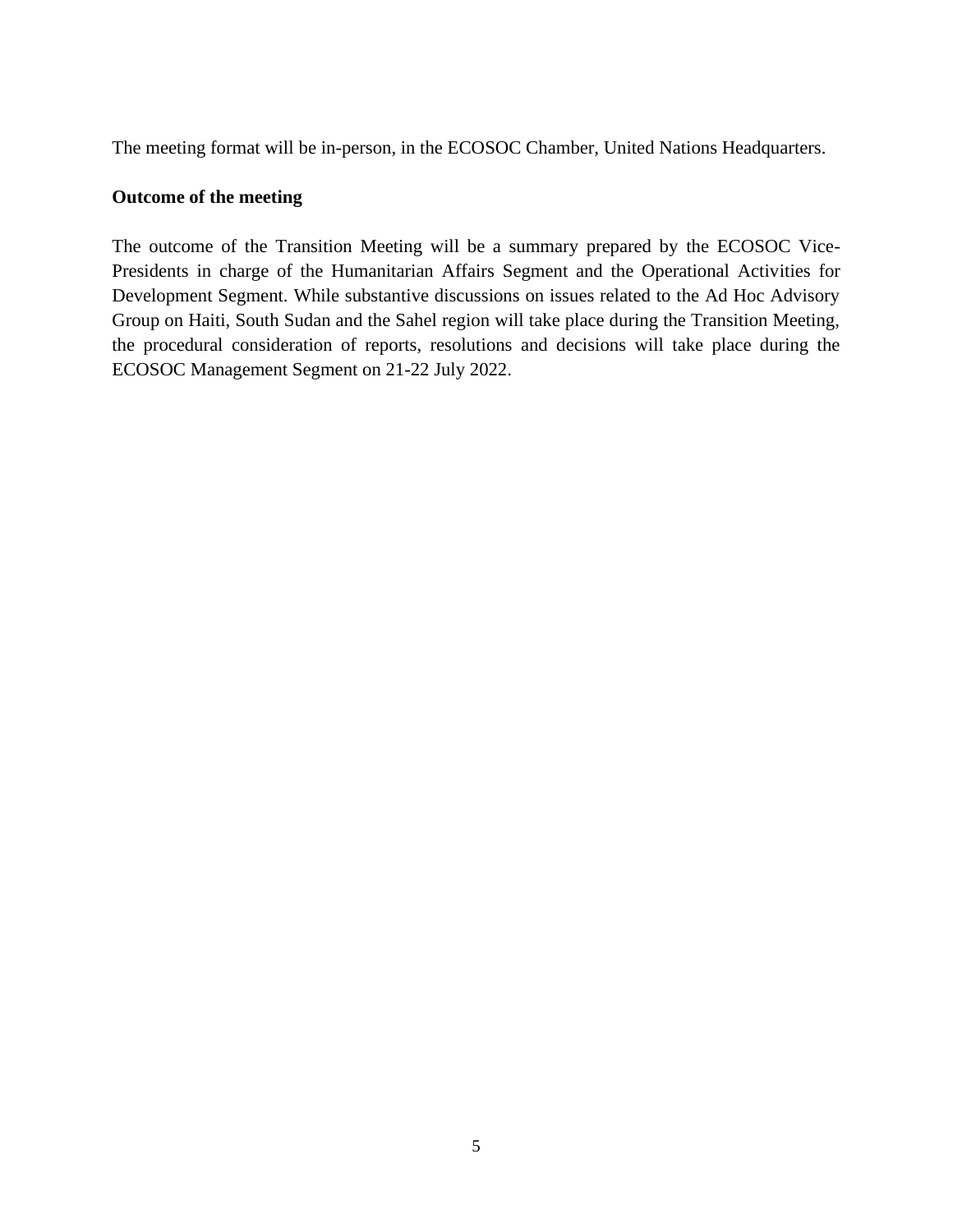The meeting format will be in-person, in the ECOSOC Chamber, United Nations Headquarters.

**Outcome of the meeting**

The outcome of the Transition Meeting will be a summary prepared by the ECOSOC Vice-Presidents in charge of the Humanitarian Affairs Segment and the Operational Activities for Development Segment. While substantive discussions on issues related to the Ad Hoc Advisory Group on Haiti, South Sudan and the Sahel region will take place during the Transition Meeting, the procedural consideration of reports, resolutions and decisions will take place during the ECOSOC Management Segment on 21-22 July 2022.